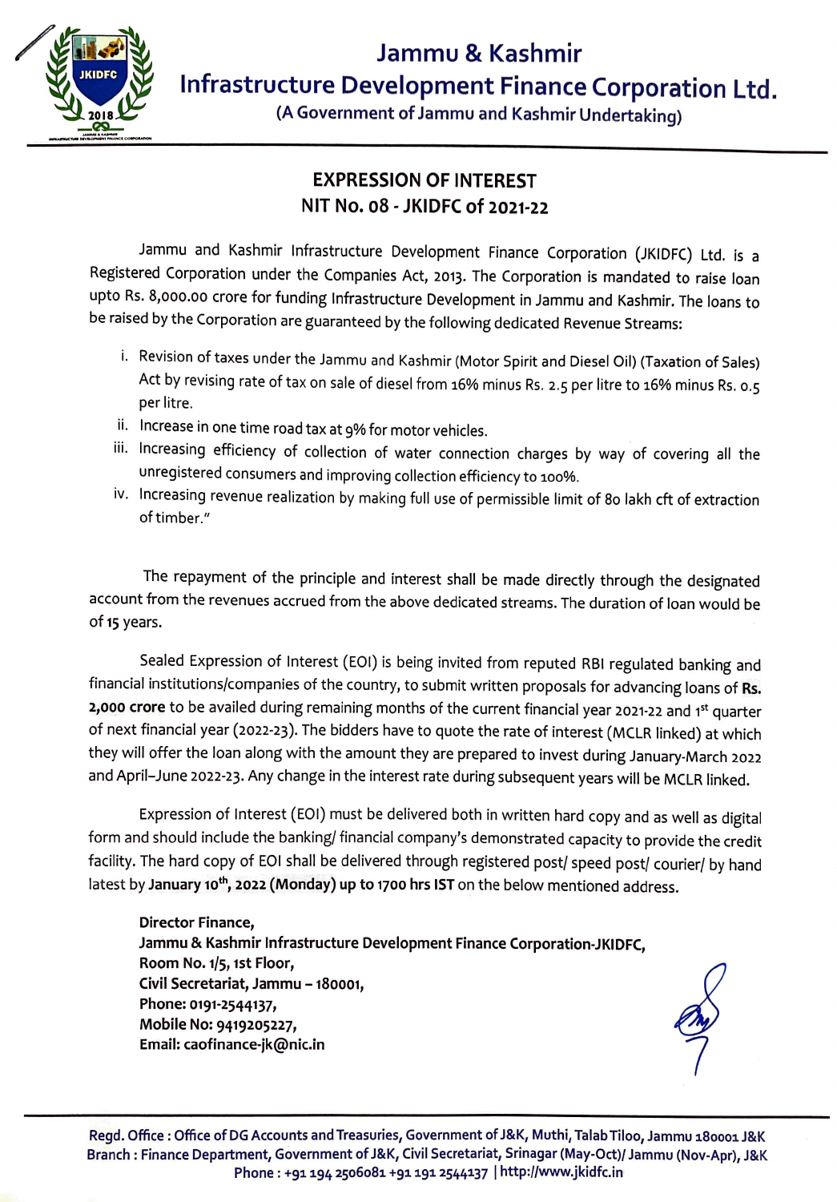# Jammu & Kashmir Infrastructure Development Finance Corporation Ltd.

(A Government of Jammu and Kashmir Undertaking)

## EXPRESSION OF INTEREST
## NIT No. 08 - JKIDFC of 2021-22

Jammu and Kashmir Infrastructure Development Finance Corporation (JKIDFC) Ltd. is a Registered Corporation under the Companies Act, 2013. The Corporation is mandated to raise loan upto Rs. 8,000.00 crore for funding Infrastructure Development in Jammu and Kashmir. The loans to be raised by the Corporation are guaranteed by the following dedicated Revenue Streams:

i. Revision of taxes under the Jammu and Kashmir (Motor Spirit and Diesel Oil) (Taxation of Sales) Act by revising rate of tax on sale of diesel from 16% minus Rs. 2.5 per litre to 16% minus Rs. 0.5 per litre.
ii. Increase in one time road tax at 9% for motor vehicles.
iii. Increasing efficiency of collection of water connection charges by way of covering all the unregistered consumers and improving collection efficiency to 100%.
iv. Increasing revenue realization by making full use of permissible limit of 80 lakh cft of extraction of timber."

The repayment of the principle and interest shall be made directly through the designated account from the revenues accrued from the above dedicated streams. The duration of loan would be of 15 years.

Sealed Expression of Interest (EOI) is being invited from reputed RBI regulated banking and financial institutions/companies of the country, to submit written proposals for advancing loans of **Rs. 2,000 crore** to be availed during remaining months of the current financial year 2021-22 and 1st quarter of next financial year (2022-23). The bidders have to quote the rate of interest (MCLR linked) at which they will offer the loan along with the amount they are prepared to invest during January-March 2022 and April–June 2022-23. Any change in the interest rate during subsequent years will be MCLR linked.

Expression of Interest (EOI) must be delivered both in written hard copy and as well as digital form and should include the banking/ financial company's demonstrated capacity to provide the credit facility. The hard copy of EOI shall be delivered through registered post/ speed post/ courier/ by hand latest by **January 10th, 2022 (Monday) up to 1700 hrs IST** on the below mentioned address.

**Director Finance,**
**Jammu & Kashmir Infrastructure Development Finance Corporation-JKIDFC,**
**Room No. 1/5, 1st Floor,**
**Civil Secretariat, Jammu – 180001,**
**Phone: 0191-2544137,**
**Mobile No: 9419205227,**
**Email: caofinance-jk@nic.in**

Regd. Office : Office of DG Accounts and Treasuries, Government of J&K, Muthi, Talab Tiloo, Jammu 180001 J&K
Branch : Finance Department, Government of J&K, Civil Secretariat, Srinagar (May-Oct)/ Jammu (Nov-Apr), J&K
Phone : +91 194 2506081 +91 191 2544137 | http://www.jkidfc.in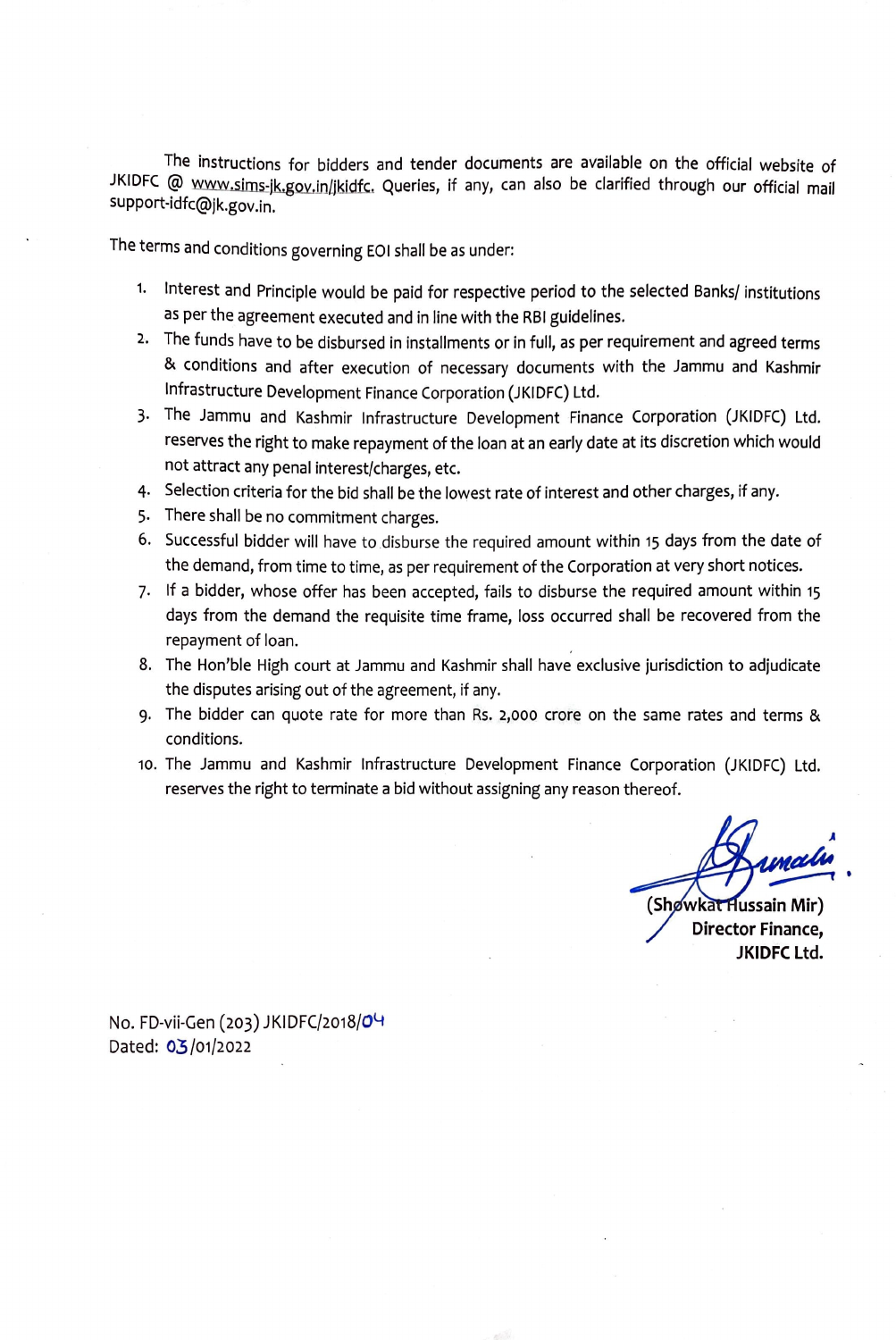The instructions for bidders and tender documents are available on the official website of JKIDFC @ www.sims-jk.gov.in/jkidfc. Queries, if any, can also be clarified through our official mail support-idfc@jk.gov.in.

The terms and conditions governing EOI shall be as under:

1. Interest and Principle would be paid for respective period to the selected Banks/ institutions as per the agreement executed and in line with the RBI guidelines.
2. The funds have to be disbursed in installments or in full, as per requirement and agreed terms & conditions and after execution of necessary documents with the Jammu and Kashmir Infrastructure Development Finance Corporation (JKIDFC) Ltd.
3. The Jammu and Kashmir Infrastructure Development Finance Corporation (JKIDFC) Ltd. reserves the right to make repayment of the loan at an early date at its discretion which would not attract any penal interest/charges, etc.
4. Selection criteria for the bid shall be the lowest rate of interest and other charges, if any.
5. There shall be no commitment charges.
6. Successful bidder will have to disburse the required amount within 15 days from the date of the demand, from time to time, as per requirement of the Corporation at very short notices.
7. If a bidder, whose offer has been accepted, fails to disburse the required amount within 15 days from the demand the requisite time frame, loss occurred shall be recovered from the repayment of loan.
8. The Hon'ble High court at Jammu and Kashmir shall have exclusive jurisdiction to adjudicate the disputes arising out of the agreement, if any.
9. The bidder can quote rate for more than Rs. 2,000 crore on the same rates and terms & conditions.
10. The Jammu and Kashmir Infrastructure Development Finance Corporation (JKIDFC) Ltd. reserves the right to terminate a bid without assigning any reason thereof.

**(Showkat Hussain Mir)**
**Director Finance,**
**JKIDFC Ltd.**

No. FD-vii-Gen (203) JKIDFC/2018/04
Dated: 03/01/2022